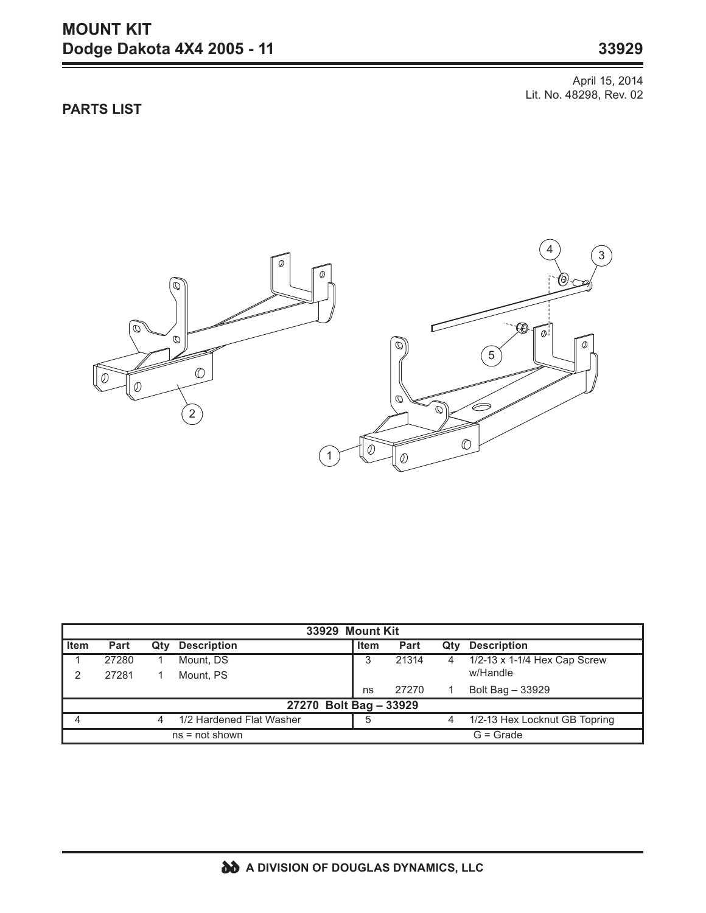# MOUNT KIT
## Dodge Dakota 4X4 2005 - 11

**33929**

April 15, 2014
Lit. No. 48298, Rev. 02

### PARTS LIST

| 33929 Mount Kit | | | | | | | |
|---|---|---|---|---|---|---|---|
| **Item** | **Part** | **Qty** | **Description** | **Item** | **Part** | **Qty** | **Description** |
| 1 | 27280 | 1 | Mount, DS | 3 | 21314 | 4 | 1/2-13 x 1-1/4 Hex Cap Screw w/Handle |
| 2 | 27281 | 1 | Mount, PS | | | | |
| | | | | ns | 27270 | 1 | Bolt Bag – 33929 |
| **27270 Bolt Bag – 33929** | | | | | | | |
| 4 | | 4 | 1/2 Hardened Flat Washer | 5 | | 4 | 1/2-13 Hex Locknut GB Topring |
| ns = not shown | | | | G = Grade | | | |

A DIVISION OF DOUGLAS DYNAMICS, LLC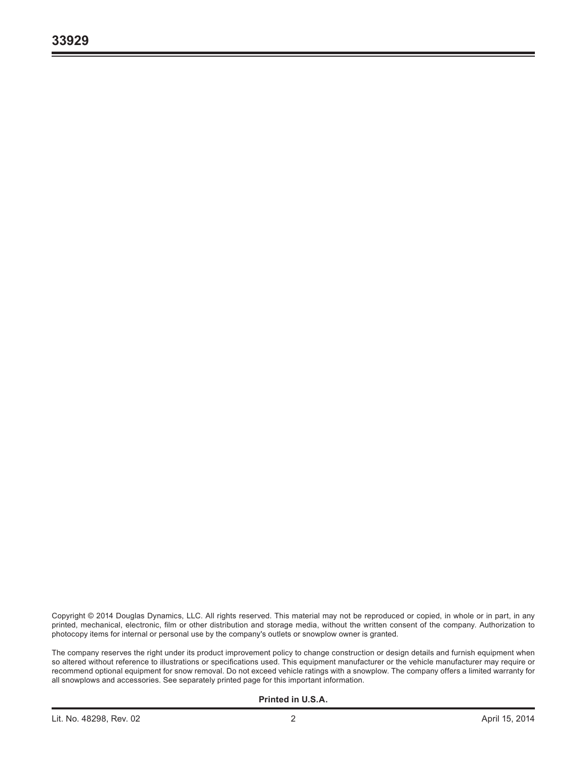Copyright © 2014 Douglas Dynamics, LLC. All rights reserved. This material may not be reproduced or copied, in whole or in part, in any printed, mechanical, electronic, film or other distribution and storage media, without the written consent of the company. Authorization to photocopy items for internal or personal use by the company's outlets or snowplow owner is granted.

The company reserves the right under its product improvement policy to change construction or design details and furnish equipment when so altered without reference to illustrations or specifications used. This equipment manufacturer or the vehicle manufacturer may require or recommend optional equipment for snow removal. Do not exceed vehicle ratings with a snowplow. The company offers a limited warranty for all snowplows and accessories. See separately printed page for this important information.

**Printed in U.S.A.**